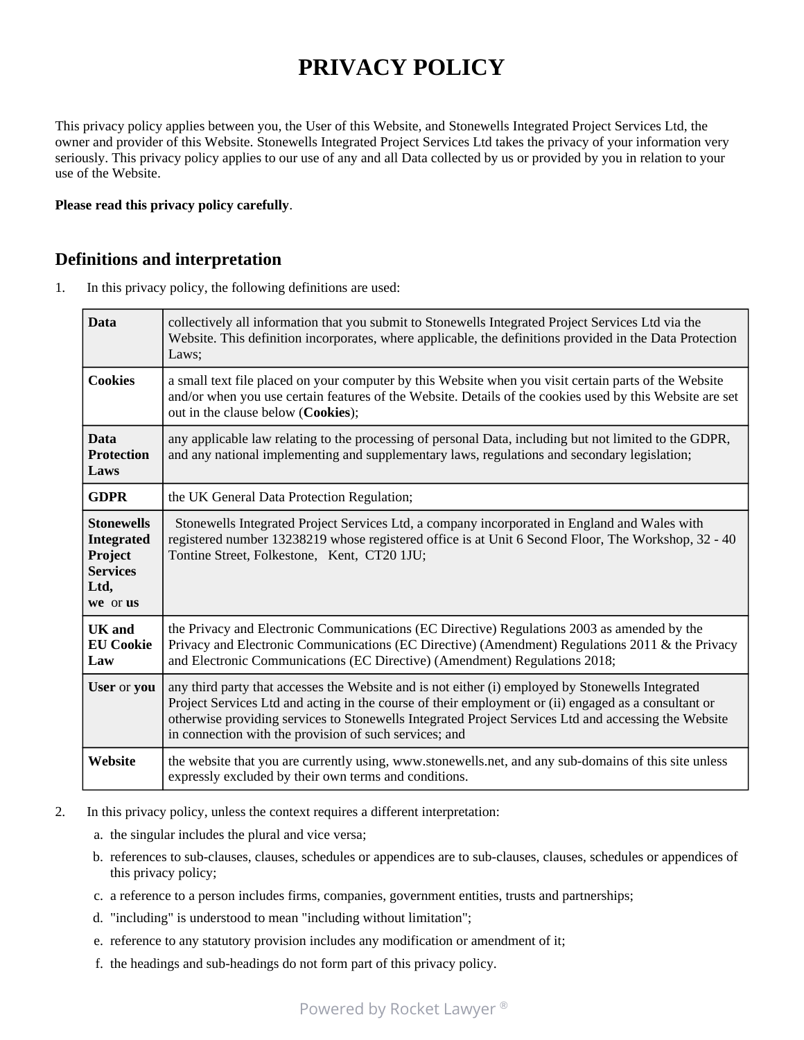# PRIVACY POLICY

This privacy policy applies between you, the User of this Website, and Stonewells Integrated Project Services Ltd, the owner and provider of this Website. Stonewells Integrated Project Services Ltd takes the privacy of your information very seriously. This privacy policy applies to our use of any and all Data collected by us or provided by you in relation to your use of the Website.

**Please read this privacy policy carefully**.

## Definitions and interpretation

1. In this privacy policy, the following definitions are used:

| | |
|---|---|
| **Data** | collectively all information that you submit to Stonewells Integrated Project Services Ltd via the Website. This definition incorporates, where applicable, the definitions provided in the Data Protection Laws; |
| **Cookies** | a small text file placed on your computer by this Website when you visit certain parts of the Website and/or when you use certain features of the Website. Details of the cookies used by this Website are set out in the clause below (**Cookies**); |
| **Data Protection Laws** | any applicable law relating to the processing of personal Data, including but not limited to the GDPR, and any national implementing and supplementary laws, regulations and secondary legislation; |
| **GDPR** | the UK General Data Protection Regulation; |
| **Stonewells Integrated Project Services Ltd, we** or **us** | Stonewells Integrated Project Services Ltd, a company incorporated in England and Wales with registered number 13238219 whose registered office is at Unit 6 Second Floor, The Workshop, 32 - 40 Tontine Street, Folkestone, Kent, CT20 1JU; |
| **UK and EU Cookie Law** | the Privacy and Electronic Communications (EC Directive) Regulations 2003 as amended by the Privacy and Electronic Communications (EC Directive) (Amendment) Regulations 2011 & the Privacy and Electronic Communications (EC Directive) (Amendment) Regulations 2018; |
| **User** or **you** | any third party that accesses the Website and is not either (i) employed by Stonewells Integrated Project Services Ltd and acting in the course of their employment or (ii) engaged as a consultant or otherwise providing services to Stonewells Integrated Project Services Ltd and accessing the Website in connection with the provision of such services; and |
| **Website** | the website that you are currently using, www.stonewells.net, and any sub-domains of this site unless expressly excluded by their own terms and conditions. |

2. In this privacy policy, unless the context requires a different interpretation:
   a. the singular includes the plural and vice versa;
   b. references to sub-clauses, clauses, schedules or appendices are to sub-clauses, clauses, schedules or appendices of this privacy policy;
   c. a reference to a person includes firms, companies, government entities, trusts and partnerships;
   d. "including" is understood to mean "including without limitation";
   e. reference to any statutory provision includes any modification or amendment of it;
   f. the headings and sub-headings do not form part of this privacy policy.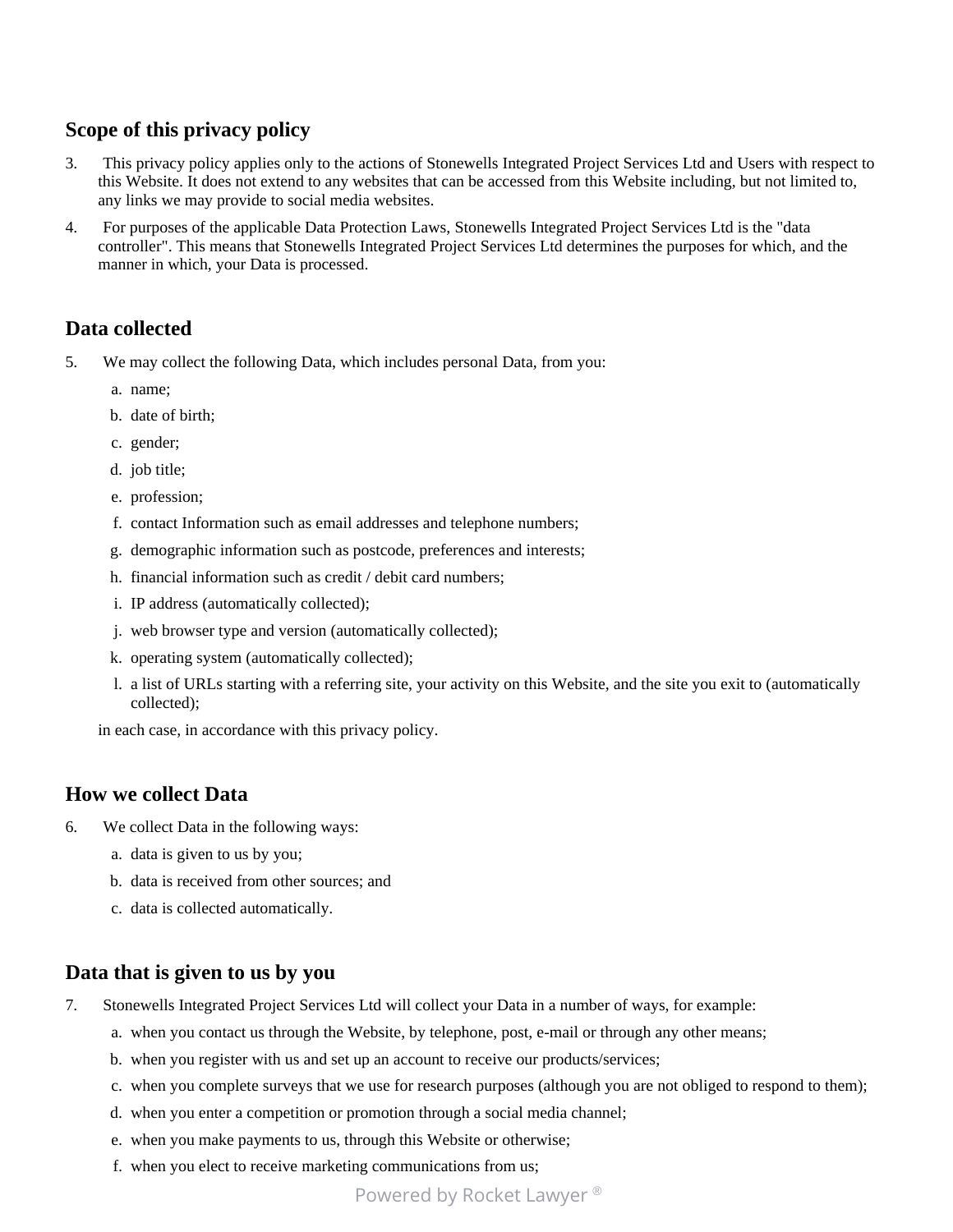## Scope of this privacy policy

3. This privacy policy applies only to the actions of Stonewells Integrated Project Services Ltd and Users with respect to this Website. It does not extend to any websites that can be accessed from this Website including, but not limited to, any links we may provide to social media websites.
4. For purposes of the applicable Data Protection Laws, Stonewells Integrated Project Services Ltd is the "data controller". This means that Stonewells Integrated Project Services Ltd determines the purposes for which, and the manner in which, your Data is processed.

## Data collected

5. We may collect the following Data, which includes personal Data, from you:
   a. name;
   b. date of birth;
   c. gender;
   d. job title;
   e. profession;
   f. contact Information such as email addresses and telephone numbers;
   g. demographic information such as postcode, preferences and interests;
   h. financial information such as credit / debit card numbers;
   i. IP address (automatically collected);
   j. web browser type and version (automatically collected);
   k. operating system (automatically collected);
   l. a list of URLs starting with a referring site, your activity on this Website, and the site you exit to (automatically collected);

   in each case, in accordance with this privacy policy.

## How we collect Data

6. We collect Data in the following ways:
   a. data is given to us by you;
   b. data is received from other sources; and
   c. data is collected automatically.

## Data that is given to us by you

7. Stonewells Integrated Project Services Ltd will collect your Data in a number of ways, for example:
   a. when you contact us through the Website, by telephone, post, e-mail or through any other means;
   b. when you register with us and set up an account to receive our products/services;
   c. when you complete surveys that we use for research purposes (although you are not obliged to respond to them);
   d. when you enter a competition or promotion through a social media channel;
   e. when you make payments to us, through this Website or otherwise;
   f. when you elect to receive marketing communications from us;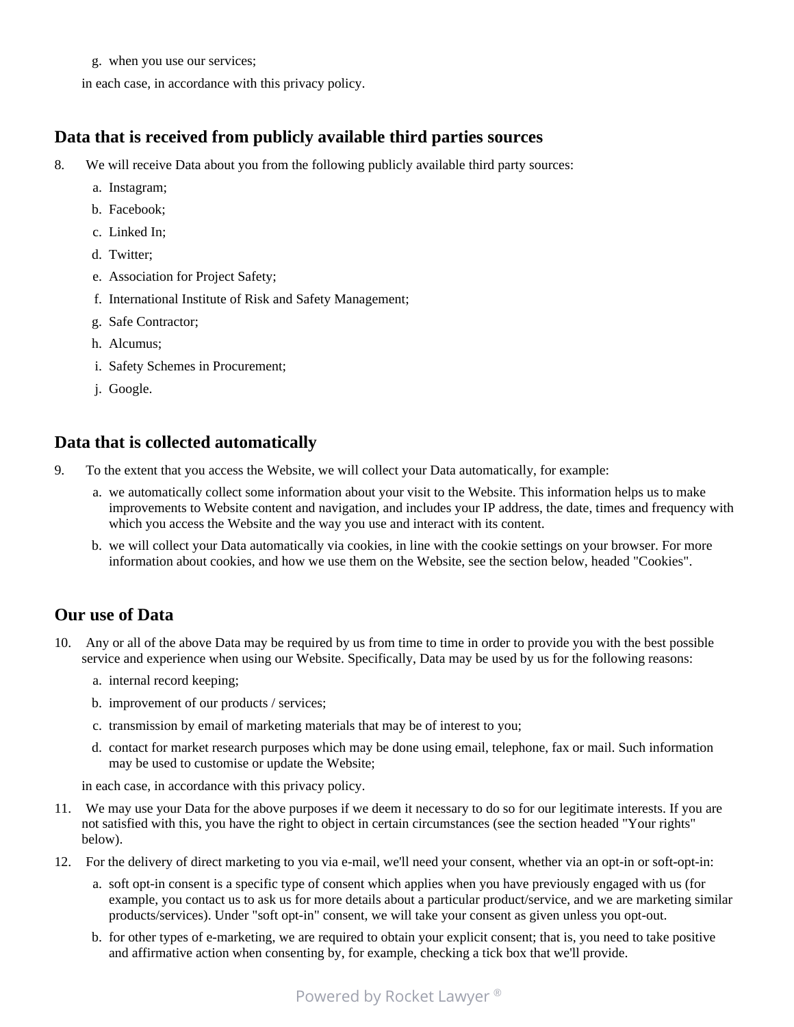g. when you use our services;

in each case, in accordance with this privacy policy.

## Data that is received from publicly available third parties sources

8. We will receive Data about you from the following publicly available third party sources:
   a. Instagram;
   b. Facebook;
   c. Linked In;
   d. Twitter;
   e. Association for Project Safety;
   f. International Institute of Risk and Safety Management;
   g. Safe Contractor;
   h. Alcumus;
   i. Safety Schemes in Procurement;
   j. Google.

## Data that is collected automatically

9. To the extent that you access the Website, we will collect your Data automatically, for example:
   a. we automatically collect some information about your visit to the Website. This information helps us to make improvements to Website content and navigation, and includes your IP address, the date, times and frequency with which you access the Website and the way you use and interact with its content.
   b. we will collect your Data automatically via cookies, in line with the cookie settings on your browser. For more information about cookies, and how we use them on the Website, see the section below, headed "Cookies".

## Our use of Data

10. Any or all of the above Data may be required by us from time to time in order to provide you with the best possible service and experience when using our Website. Specifically, Data may be used by us for the following reasons:
    a. internal record keeping;
    b. improvement of our products / services;
    c. transmission by email of marketing materials that may be of interest to you;
    d. contact for market research purposes which may be done using email, telephone, fax or mail. Such information may be used to customise or update the Website;

    in each case, in accordance with this privacy policy.
11. We may use your Data for the above purposes if we deem it necessary to do so for our legitimate interests. If you are not satisfied with this, you have the right to object in certain circumstances (see the section headed "Your rights" below).
12. For the delivery of direct marketing to you via e-mail, we'll need your consent, whether via an opt-in or soft-opt-in:
    a. soft opt-in consent is a specific type of consent which applies when you have previously engaged with us (for example, you contact us to ask us for more details about a particular product/service, and we are marketing similar products/services). Under "soft opt-in" consent, we will take your consent as given unless you opt-out.
    b. for other types of e-marketing, we are required to obtain your explicit consent; that is, you need to take positive and affirmative action when consenting by, for example, checking a tick box that we'll provide.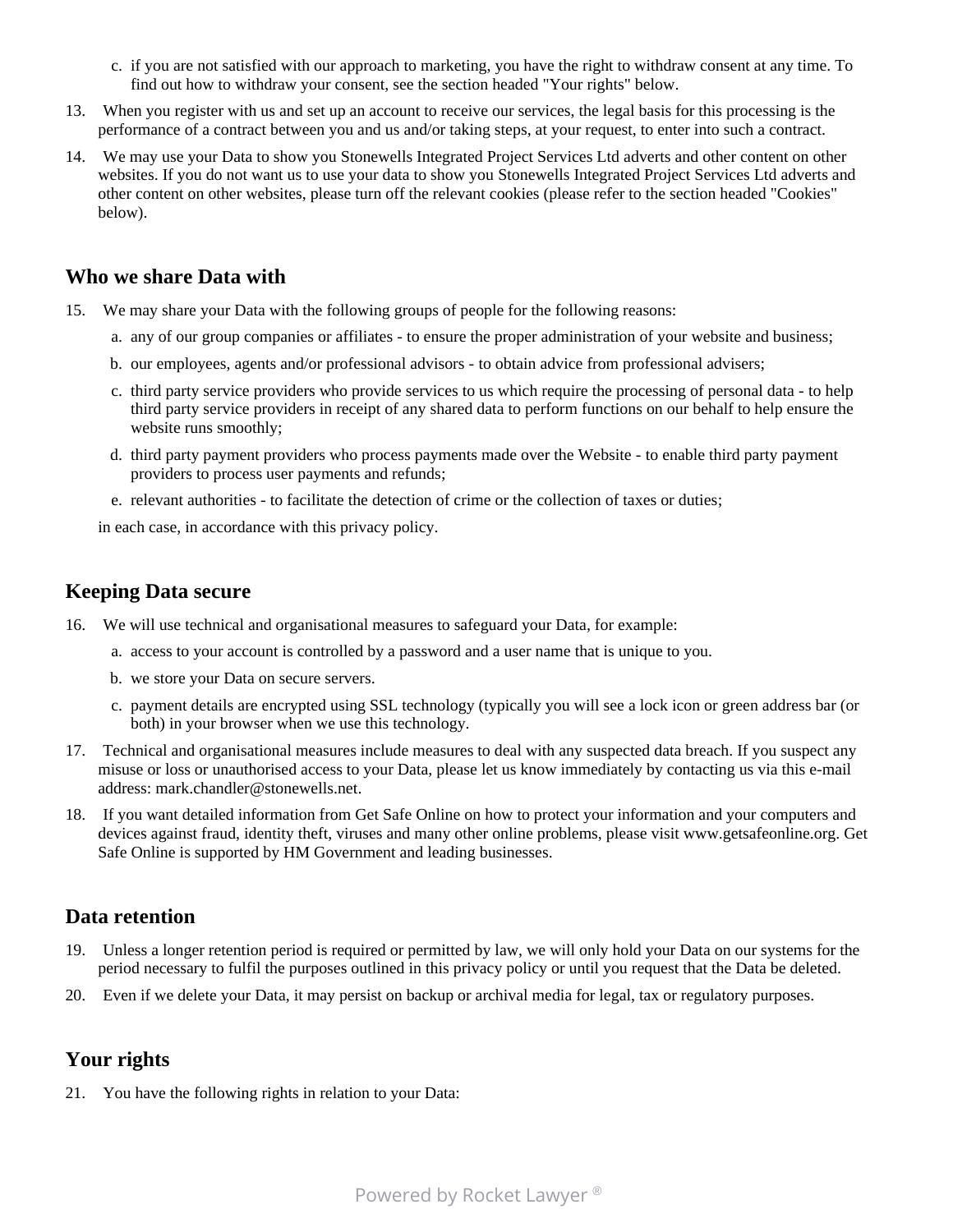c. if you are not satisfied with our approach to marketing, you have the right to withdraw consent at any time. To find out how to withdraw your consent, see the section headed "Your rights" below.

13. When you register with us and set up an account to receive our services, the legal basis for this processing is the performance of a contract between you and us and/or taking steps, at your request, to enter into such a contract.

14. We may use your Data to show you Stonewells Integrated Project Services Ltd adverts and other content on other websites. If you do not want us to use your data to show you Stonewells Integrated Project Services Ltd adverts and other content on other websites, please turn off the relevant cookies (please refer to the section headed "Cookies" below).

## Who we share Data with

15. We may share your Data with the following groups of people for the following reasons:
    a. any of our group companies or affiliates - to ensure the proper administration of your website and business;
    b. our employees, agents and/or professional advisors - to obtain advice from professional advisers;
    c. third party service providers who provide services to us which require the processing of personal data - to help third party service providers in receipt of any shared data to perform functions on our behalf to help ensure the website runs smoothly;
    d. third party payment providers who process payments made over the Website - to enable third party payment providers to process user payments and refunds;
    e. relevant authorities - to facilitate the detection of crime or the collection of taxes or duties;

    in each case, in accordance with this privacy policy.

## Keeping Data secure

16. We will use technical and organisational measures to safeguard your Data, for example:
    a. access to your account is controlled by a password and a user name that is unique to you.
    b. we store your Data on secure servers.
    c. payment details are encrypted using SSL technology (typically you will see a lock icon or green address bar (or both) in your browser when we use this technology.

17. Technical and organisational measures include measures to deal with any suspected data breach. If you suspect any misuse or loss or unauthorised access to your Data, please let us know immediately by contacting us via this e-mail address: mark.chandler@stonewells.net.

18. If you want detailed information from Get Safe Online on how to protect your information and your computers and devices against fraud, identity theft, viruses and many other online problems, please visit www.getsafeonline.org. Get Safe Online is supported by HM Government and leading businesses.

## Data retention

19. Unless a longer retention period is required or permitted by law, we will only hold your Data on our systems for the period necessary to fulfil the purposes outlined in this privacy policy or until you request that the Data be deleted.

20. Even if we delete your Data, it may persist on backup or archival media for legal, tax or regulatory purposes.

## Your rights

21. You have the following rights in relation to your Data: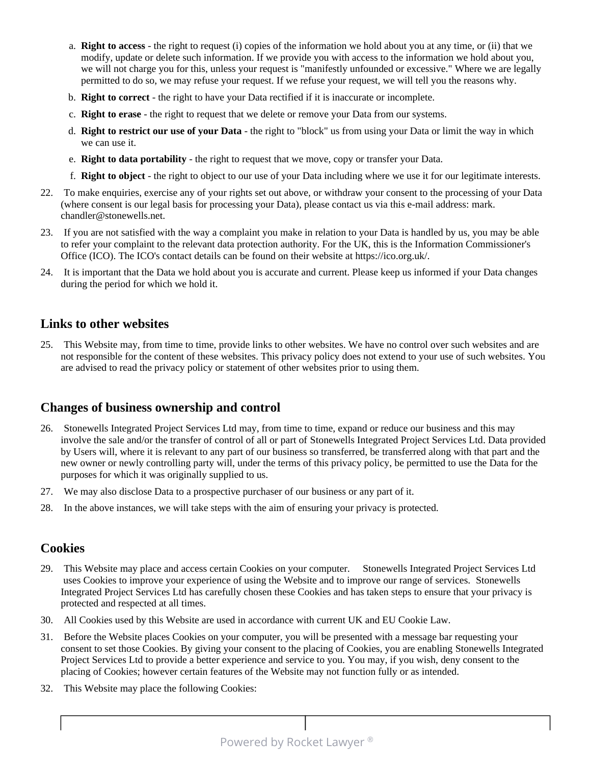a. **Right to access** - the right to request (i) copies of the information we hold about you at any time, or (ii) that we modify, update or delete such information. If we provide you with access to the information we hold about you, we will not charge you for this, unless your request is "manifestly unfounded or excessive." Where we are legally permitted to do so, we may refuse your request. If we refuse your request, we will tell you the reasons why.
b. **Right to correct** - the right to have your Data rectified if it is inaccurate or incomplete.
c. **Right to erase** - the right to request that we delete or remove your Data from our systems.
d. **Right to restrict our use of your Data** - the right to "block" us from using your Data or limit the way in which we can use it.
e. **Right to data portability** - the right to request that we move, copy or transfer your Data.
f. **Right to object** - the right to object to our use of your Data including where we use it for our legitimate interests.

22. To make enquiries, exercise any of your rights set out above, or withdraw your consent to the processing of your Data (where consent is our legal basis for processing your Data), please contact us via this e-mail address: mark.chandler@stonewells.net.
23. If you are not satisfied with the way a complaint you make in relation to your Data is handled by us, you may be able to refer your complaint to the relevant data protection authority. For the UK, this is the Information Commissioner's Office (ICO). The ICO's contact details can be found on their website at https://ico.org.uk/.
24. It is important that the Data we hold about you is accurate and current. Please keep us informed if your Data changes during the period for which we hold it.

## Links to other websites

25. This Website may, from time to time, provide links to other websites. We have no control over such websites and are not responsible for the content of these websites. This privacy policy does not extend to your use of such websites. You are advised to read the privacy policy or statement of other websites prior to using them.

## Changes of business ownership and control

26. Stonewells Integrated Project Services Ltd may, from time to time, expand or reduce our business and this may involve the sale and/or the transfer of control of all or part of Stonewells Integrated Project Services Ltd. Data provided by Users will, where it is relevant to any part of our business so transferred, be transferred along with that part and the new owner or newly controlling party will, under the terms of this privacy policy, be permitted to use the Data for the purposes for which it was originally supplied to us.
27. We may also disclose Data to a prospective purchaser of our business or any part of it.
28. In the above instances, we will take steps with the aim of ensuring your privacy is protected.

## Cookies

29. This Website may place and access certain Cookies on your computer. Stonewells Integrated Project Services Ltd uses Cookies to improve your experience of using the Website and to improve our range of services. Stonewells Integrated Project Services Ltd has carefully chosen these Cookies and has taken steps to ensure that your privacy is protected and respected at all times.
30. All Cookies used by this Website are used in accordance with current UK and EU Cookie Law.
31. Before the Website places Cookies on your computer, you will be presented with a message bar requesting your consent to set those Cookies. By giving your consent to the placing of Cookies, you are enabling Stonewells Integrated Project Services Ltd to provide a better experience and service to you. You may, if you wish, deny consent to the placing of Cookies; however certain features of the Website may not function fully or as intended.
32. This Website may place the following Cookies: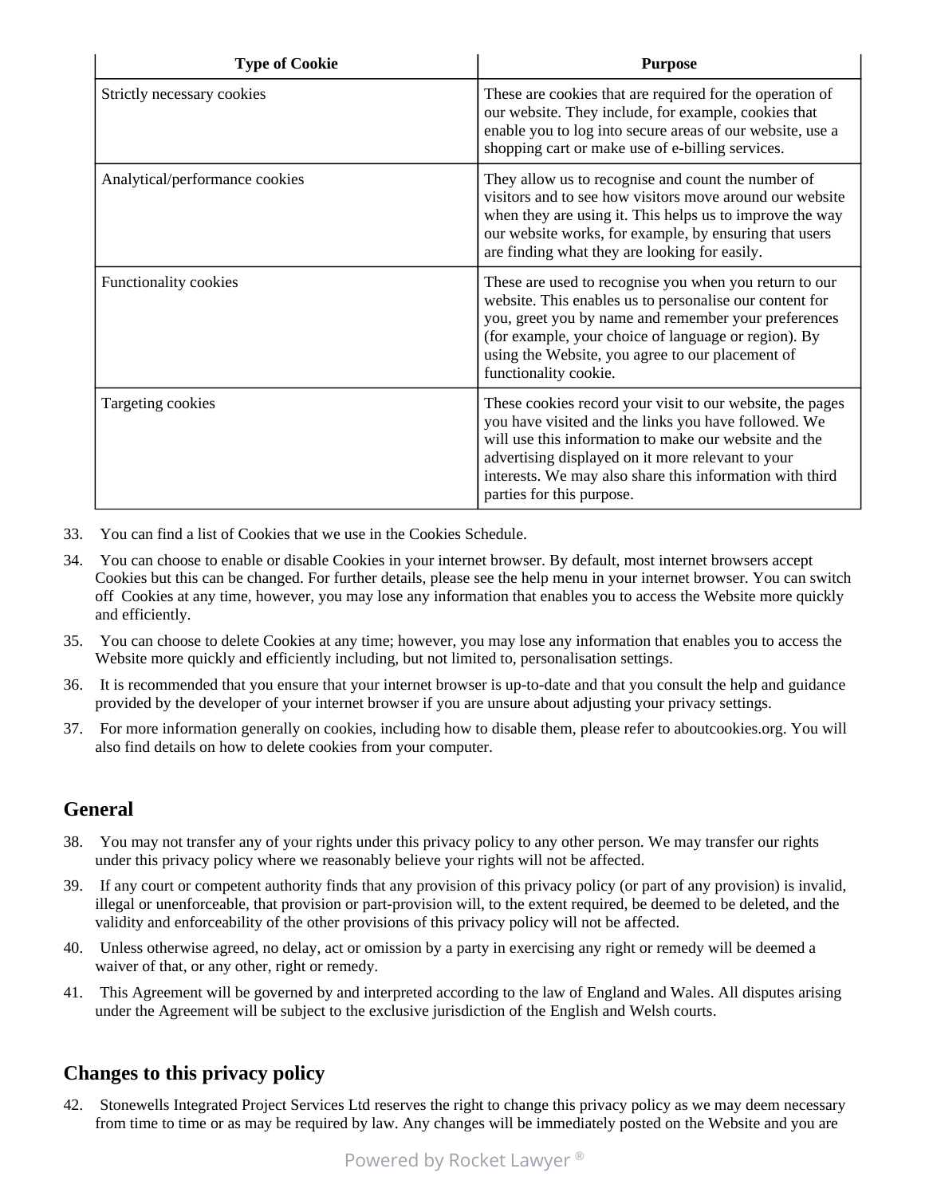| Type of Cookie | Purpose |
|---|---|
| Strictly necessary cookies | These are cookies that are required for the operation of our website. They include, for example, cookies that enable you to log into secure areas of our website, use a shopping cart or make use of e-billing services. |
| Analytical/performance cookies | They allow us to recognise and count the number of visitors and to see how visitors move around our website when they are using it. This helps us to improve the way our website works, for example, by ensuring that users are finding what they are looking for easily. |
| Functionality cookies | These are used to recognise you when you return to our website. This enables us to personalise our content for you, greet you by name and remember your preferences (for example, your choice of language or region). By using the Website, you agree to our placement of functionality cookie. |
| Targeting cookies | These cookies record your visit to our website, the pages you have visited and the links you have followed. We will use this information to make our website and the advertising displayed on it more relevant to your interests. We may also share this information with third parties for this purpose. |

33. You can find a list of Cookies that we use in the Cookies Schedule.

34. You can choose to enable or disable Cookies in your internet browser. By default, most internet browsers accept Cookies but this can be changed. For further details, please see the help menu in your internet browser. You can switch off Cookies at any time, however, you may lose any information that enables you to access the Website more quickly and efficiently.

35. You can choose to delete Cookies at any time; however, you may lose any information that enables you to access the Website more quickly and efficiently including, but not limited to, personalisation settings.

36. It is recommended that you ensure that your internet browser is up-to-date and that you consult the help and guidance provided by the developer of your internet browser if you are unsure about adjusting your privacy settings.

37. For more information generally on cookies, including how to disable them, please refer to aboutcookies.org. You will also find details on how to delete cookies from your computer.

## General

38. You may not transfer any of your rights under this privacy policy to any other person. We may transfer our rights under this privacy policy where we reasonably believe your rights will not be affected.

39. If any court or competent authority finds that any provision of this privacy policy (or part of any provision) is invalid, illegal or unenforceable, that provision or part-provision will, to the extent required, be deemed to be deleted, and the validity and enforceability of the other provisions of this privacy policy will not be affected.

40. Unless otherwise agreed, no delay, act or omission by a party in exercising any right or remedy will be deemed a waiver of that, or any other, right or remedy.

41. This Agreement will be governed by and interpreted according to the law of England and Wales. All disputes arising under the Agreement will be subject to the exclusive jurisdiction of the English and Welsh courts.

## Changes to this privacy policy

42. Stonewells Integrated Project Services Ltd reserves the right to change this privacy policy as we may deem necessary from time to time or as may be required by law. Any changes will be immediately posted on the Website and you are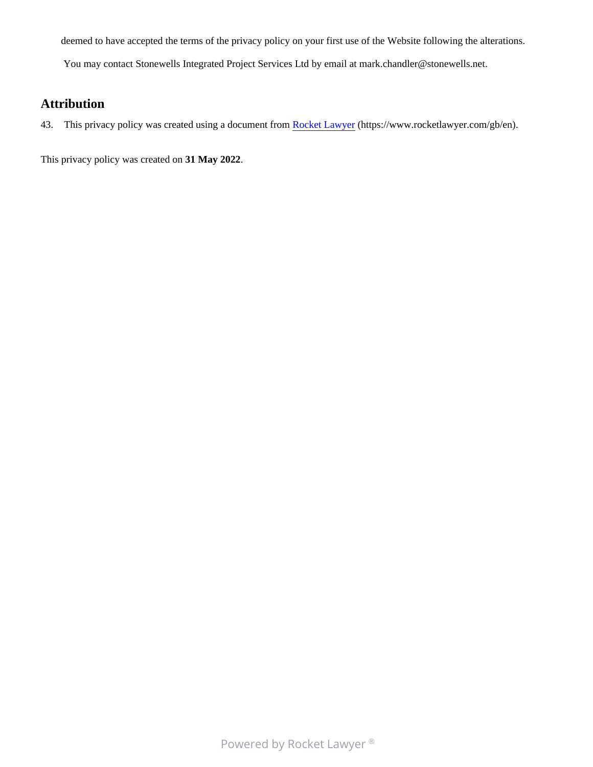deemed to have accepted the terms of the privacy policy on your first use of the Website following the alterations.

You may contact Stonewells Integrated Project Services Ltd by email at mark.chandler@stonewells.net.

## Attribution

43. This privacy policy was created using a document from [Rocket Lawyer](https://www.rocketlawyer.com/gb/en) (https://www.rocketlawyer.com/gb/en).

This privacy policy was created on **31 May 2022**.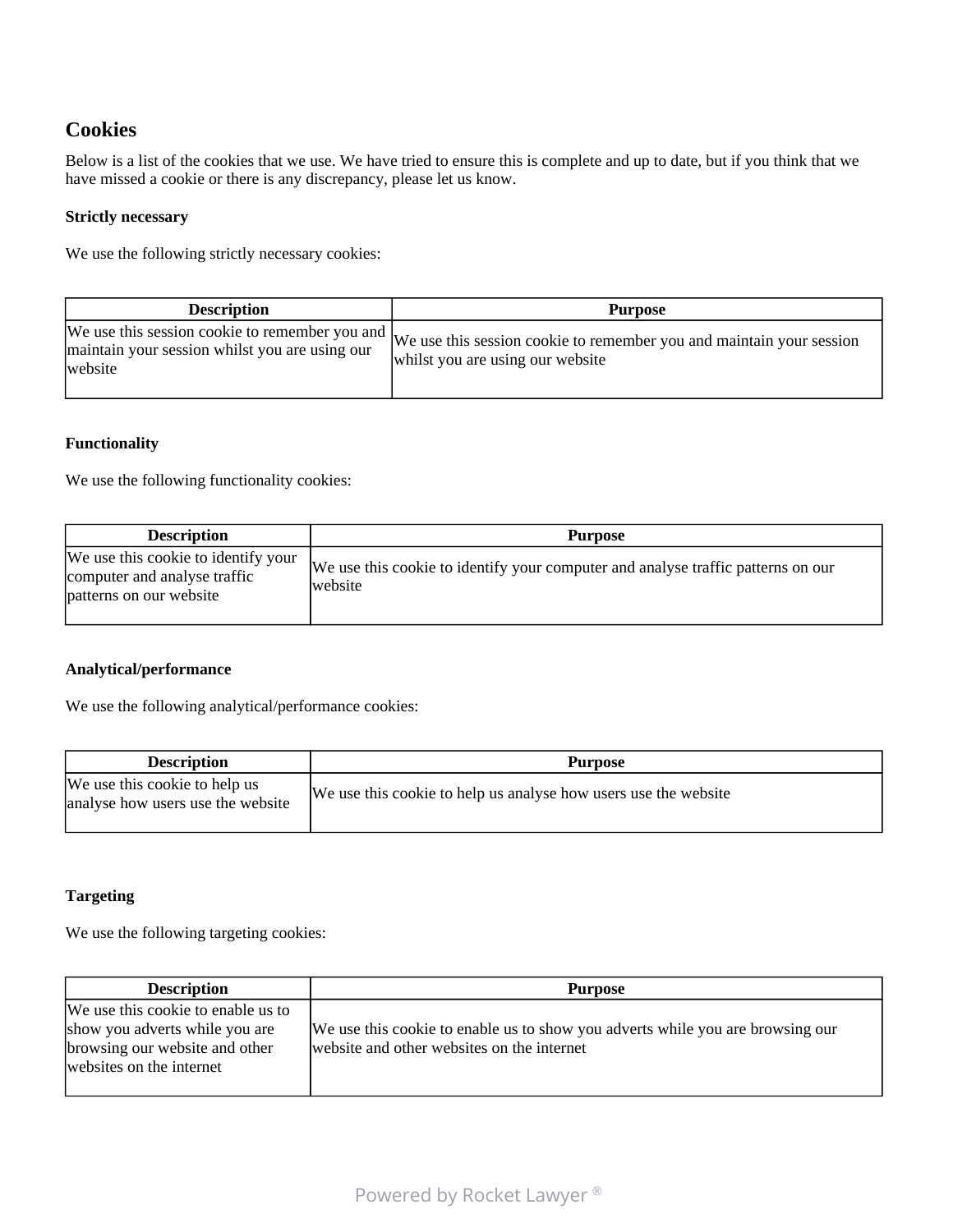## Cookies

Below is a list of the cookies that we use. We have tried to ensure this is complete and up to date, but if you think that we have missed a cookie or there is any discrepancy, please let us know.

**Strictly necessary**

We use the following strictly necessary cookies:

| Description | Purpose |
|---|---|
| We use this session cookie to remember you and maintain your session whilst you are using our website | We use this session cookie to remember you and maintain your session whilst you are using our website |

**Functionality**

We use the following functionality cookies:

| Description | Purpose |
|---|---|
| We use this cookie to identify your computer and analyse traffic patterns on our website | We use this cookie to identify your computer and analyse traffic patterns on our website |

**Analytical/performance**

We use the following analytical/performance cookies:

| Description | Purpose |
|---|---|
| We use this cookie to help us analyse how users use the website | We use this cookie to help us analyse how users use the website |

**Targeting**

We use the following targeting cookies:

| Description | Purpose |
|---|---|
| We use this cookie to enable us to show you adverts while you are browsing our website and other websites on the internet | We use this cookie to enable us to show you adverts while you are browsing our website and other websites on the internet |